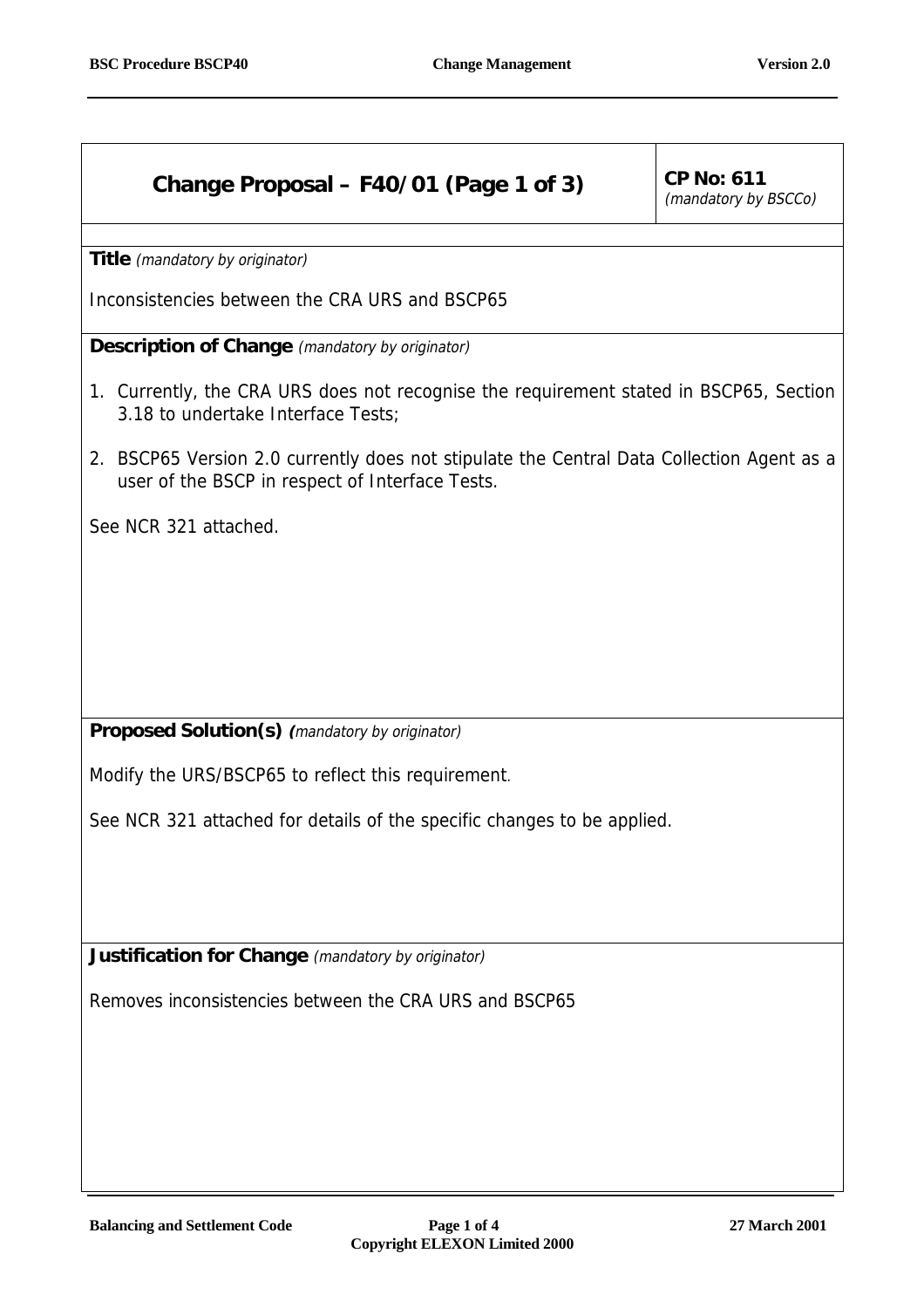## Change Proposal – F40/01 (Page 1 of 3)

**CP No: 611**
*(mandatory by BSCCo)*

**Title** *(mandatory by originator)*

Inconsistencies between the CRA URS and BSCP65

**Description of Change** *(mandatory by originator)*

1. Currently, the CRA URS does not recognise the requirement stated in BSCP65, Section 3.18 to undertake Interface Tests;
2. BSCP65 Version 2.0 currently does not stipulate the Central Data Collection Agent as a user of the BSCP in respect of Interface Tests.

See NCR 321 attached.

**Proposed Solution(s)** *(mandatory by originator)*

Modify the URS/BSCP65 to reflect this requirement.

See NCR 321 attached for details of the specific changes to be applied.

**Justification for Change** *(mandatory by originator)*

Removes inconsistencies between the CRA URS and BSCP65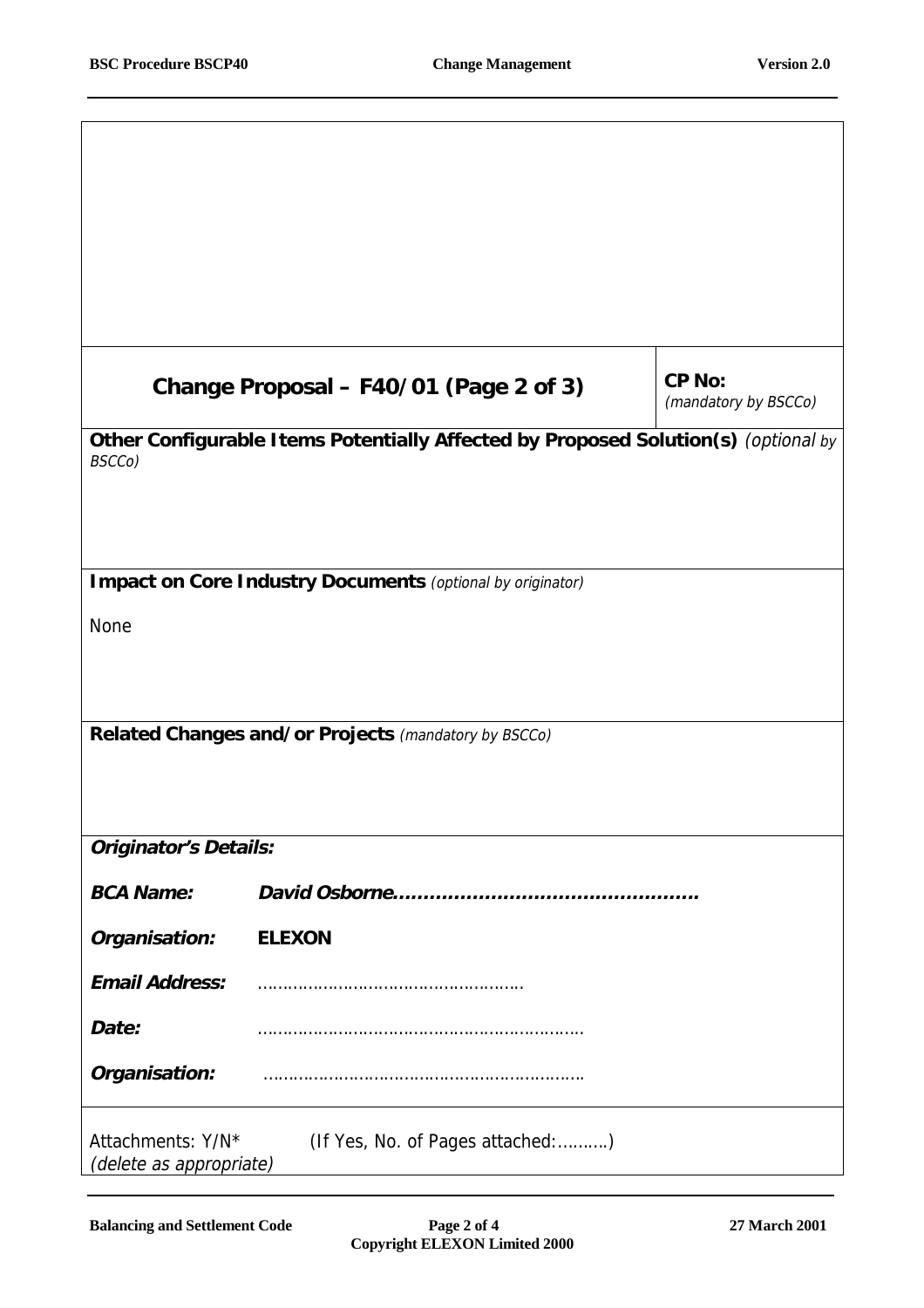## Change Proposal – F40/01 (Page 2 of 3)

**CP No:** *(mandatory by BSCCo)*

**Other Configurable Items Potentially Affected by Proposed Solution(s)** *(optional by BSCCo)*

**Impact on Core Industry Documents** *(optional by originator)*

None

**Related Changes and/or Projects** *(mandatory by BSCCo)*

***Originator's Details:***

***BCA Name:*** ***David Osborne……………………………………….***

***Organisation:*** **ELEXON**

***Email Address:*** ……………………………………………

***Date:*** ……………………………………………………

***Organisation:*** ……………………………………………………

Attachments: Y/N* (If Yes, No. of Pages attached:……….)

*(delete as appropriate)*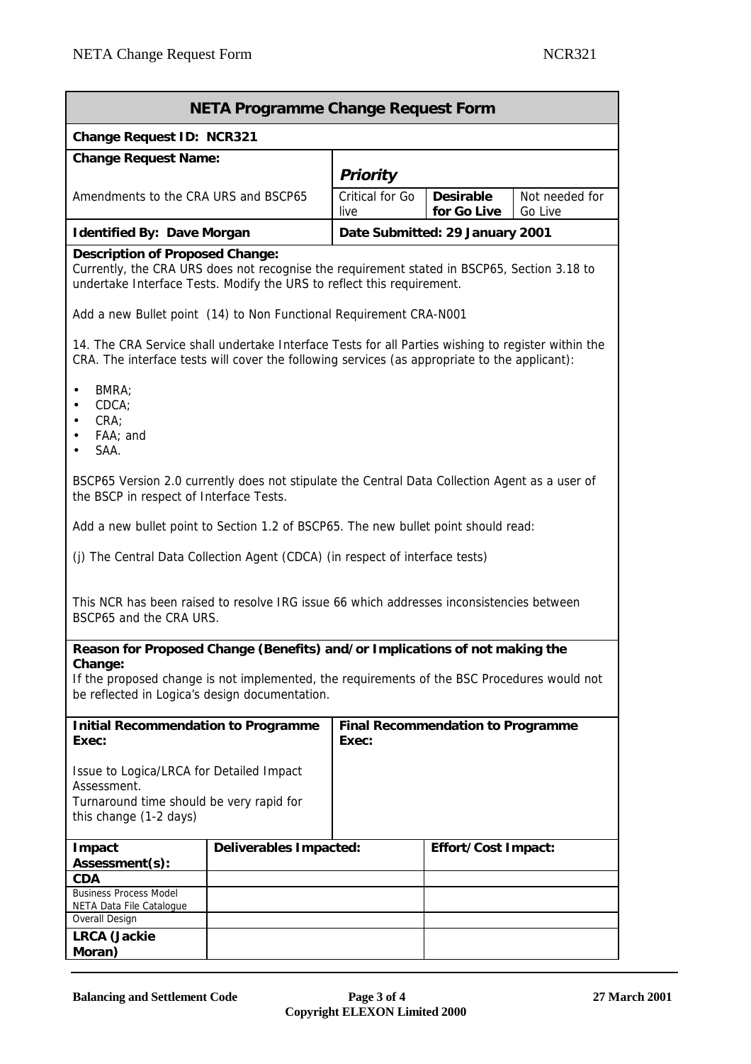# NETA Programme Change Request Form

**Change Request ID: NCR321**

| **Change Request Name:** | ***Priority*** | | |
|---|---|---|---|
| Amendments to the CRA URS and BSCP65 | Critical for Go live | **Desirable for Go Live** | Not needed for Go Live |
| **Identified By: Dave Morgan** | **Date Submitted: 29 January 2001** | | |

**Description of Proposed Change:**

Currently, the CRA URS does not recognise the requirement stated in BSCP65, Section 3.18 to undertake Interface Tests. Modify the URS to reflect this requirement.

Add a new Bullet point (14) to Non Functional Requirement CRA-N001

14. The CRA Service shall undertake Interface Tests for all Parties wishing to register within the CRA. The interface tests will cover the following services (as appropriate to the applicant):

- BMRA;
- CDCA;
- CRA;
- FAA; and
- SAA.

BSCP65 Version 2.0 currently does not stipulate the Central Data Collection Agent as a user of the BSCP in respect of Interface Tests.

Add a new bullet point to Section 1.2 of BSCP65. The new bullet point should read:

(j) The Central Data Collection Agent (CDCA) (in respect of interface tests)

This NCR has been raised to resolve IRG issue 66 which addresses inconsistencies between BSCP65 and the CRA URS.

**Reason for Proposed Change (Benefits) and/or Implications of not making the Change:**

If the proposed change is not implemented, the requirements of the BSC Procedures would not be reflected in Logica's design documentation.

| **Initial Recommendation to Programme Exec:** | **Final Recommendation to Programme Exec:** |
|---|---|
| Issue to Logica/LRCA for Detailed Impact Assessment.<br>Turnaround time should be very rapid for this change (1-2 days) | |

| **Impact Assessment(s):** | **Deliverables Impacted:** | **Effort/Cost Impact:** |
|---|---|---|
| **CDA** | | |
| Business Process Model<br>NETA Data File Catalogue | | |
| Overall Design | | |
| **LRCA (Jackie Moran)** | | |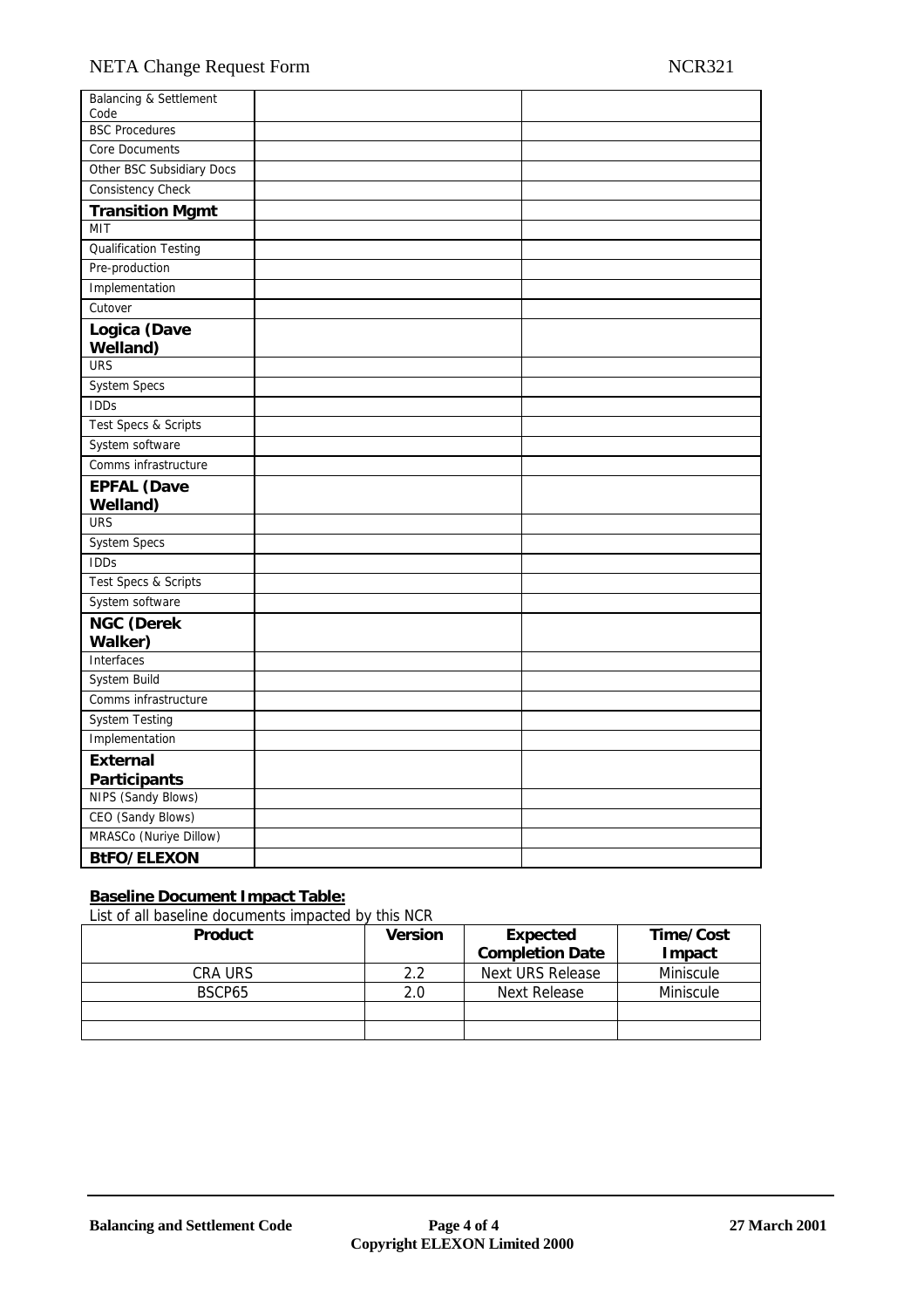| | | |
|---|---|---|
| Balancing & Settlement Code | | |
| BSC Procedures | | |
| Core Documents | | |
| Other BSC Subsidiary Docs | | |
| Consistency Check | | |
| **Transition Mgmt** | | |
| MIT | | |
| Qualification Testing | | |
| Pre-production | | |
| Implementation | | |
| Cutover | | |
| **Logica (Dave Welland)** | | |
| URS | | |
| System Specs | | |
| IDDs | | |
| Test Specs & Scripts | | |
| System software | | |
| Comms infrastructure | | |
| **EPFAL (Dave Welland)** | | |
| URS | | |
| System Specs | | |
| IDDs | | |
| Test Specs & Scripts | | |
| System software | | |
| **NGC (Derek Walker)** | | |
| Interfaces | | |
| System Build | | |
| Comms infrastructure | | |
| System Testing | | |
| Implementation | | |
| **External Participants** | | |
| NIPS (Sandy Blows) | | |
| CEO (Sandy Blows) | | |
| MRASCo (Nuriye Dillow) | | |
| **BtFO/ELEXON** | | |

**Baseline Document Impact Table:**

List of all baseline documents impacted by this NCR

| Product | Version | Expected Completion Date | Time/Cost Impact |
|---|---|---|---|
| CRA URS | 2.2 | Next URS Release | Miniscule |
| BSCP65 | 2.0 | Next Release | Miniscule |
| | | | |
| | | | |